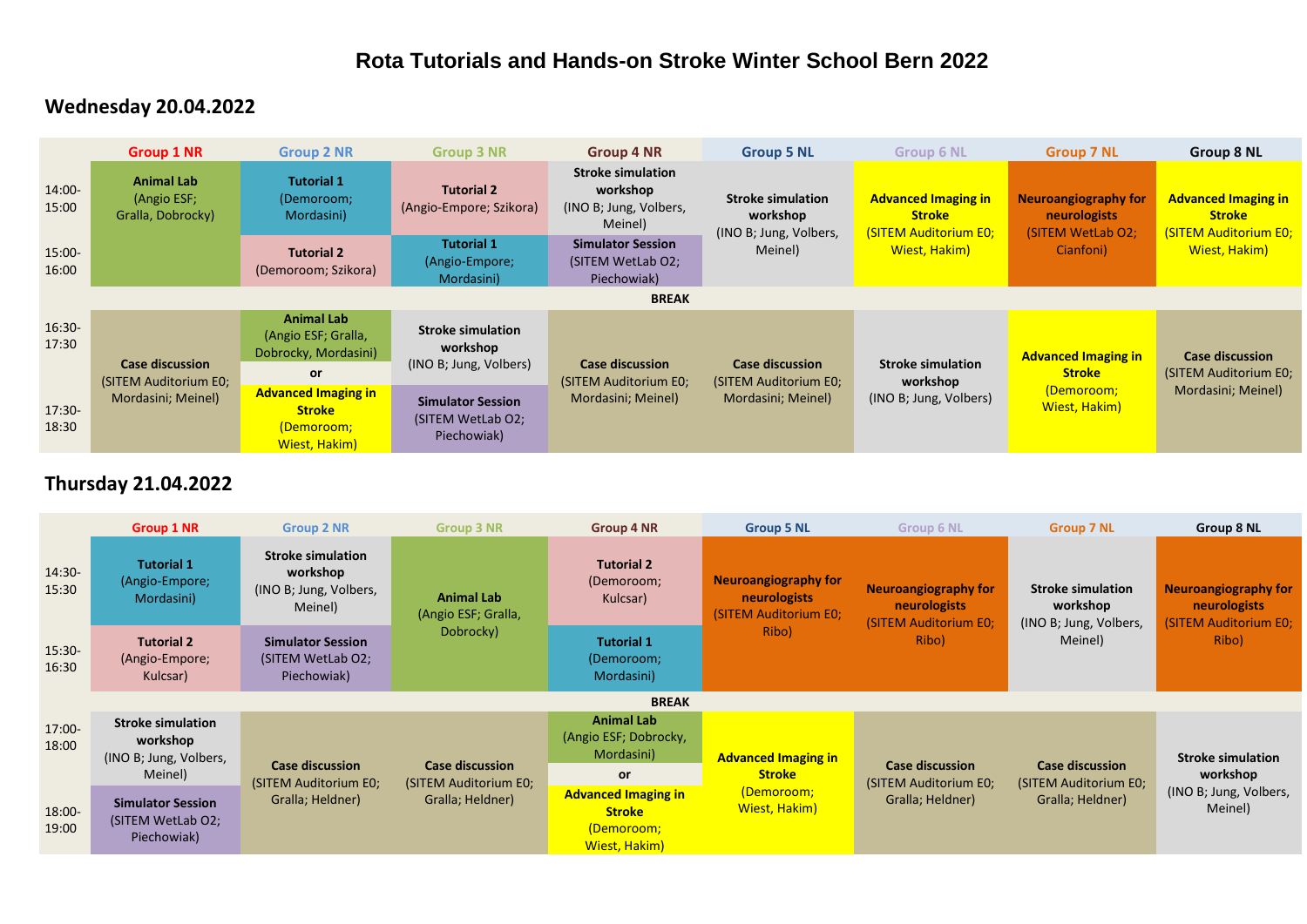# Rota Tutorials and Hands-on Stroke Winter School Bern 2022

## Wednesday 20.04.2022

| | Group 1 NR | Group 2 NR | Group 3 NR | Group 4 NR | Group 5 NL | Group 6 NL | Group 7 NL | Group 8 NL |
|---|---|---|---|---|---|---|---|---|
| 14:00-15:00 | **Animal Lab** (Angio ESF; Gralla, Dobrocky) | **Tutorial 1** (Demoroom; Mordasini) | **Tutorial 2** (Angio-Empore; Szikora) | **Stroke simulation workshop** (INO B; Jung, Volbers, Meinel) | **Stroke simulation workshop** (INO B; Jung, Volbers, Meinel) | **Advanced Imaging in Stroke** (SITEM Auditorium E0; Wiest, Hakim) | **Neuroangiography for neurologists** (SITEM WetLab O2; Cianfoni) | **Advanced Imaging in Stroke** (SITEM Auditorium E0; Wiest, Hakim) |
| 15:00-16:00 | | **Tutorial 2** (Demoroom; Szikora) | **Tutorial 1** (Angio-Empore; Mordasini) | **Simulator Session** (SITEM WetLab O2; Piechowiak) | | | | |
| **BREAK** | | | | | | | | |
| 16:30-17:30 | **Case discussion** (SITEM Auditorium E0; Mordasini; Meinel) | **Animal Lab** (Angio ESF; Gralla, Dobrocky, Mordasini) or **Advanced Imaging in Stroke** (Demoroom; Wiest, Hakim) | **Stroke simulation workshop** (INO B; Jung, Volbers) | **Case discussion** (SITEM Auditorium E0; Mordasini; Meinel) | **Case discussion** (SITEM Auditorium E0; Mordasini; Meinel) | **Stroke simulation workshop** (INO B; Jung, Volbers) | **Advanced Imaging in Stroke** (Demoroom; Wiest, Hakim) | **Case discussion** (SITEM Auditorium E0; Mordasini; Meinel) |
| 17:30-18:30 | | | **Simulator Session** (SITEM WetLab O2; Piechowiak) | | | | | |

## Thursday 21.04.2022

| | Group 1 NR | Group 2 NR | Group 3 NR | Group 4 NR | Group 5 NL | Group 6 NL | Group 7 NL | Group 8 NL |
|---|---|---|---|---|---|---|---|---|
| 14:30-15:30 | **Tutorial 1** (Angio-Empore; Mordasini) | **Stroke simulation workshop** (INO B; Jung, Volbers, Meinel) | **Animal Lab** (Angio ESF; Gralla, Dobrocky) | **Tutorial 2** (Demoroom; Kulcsar) | **Neuroangiography for neurologists** (SITEM Auditorium E0; Ribo) | **Neuroangiography for neurologists** (SITEM Auditorium E0; Ribo) | **Stroke simulation workshop** (INO B; Jung, Volbers, Meinel) | **Neuroangiography for neurologists** (SITEM Auditorium E0; Ribo) |
| 15:30-16:30 | **Tutorial 2** (Angio-Empore; Kulcsar) | **Simulator Session** (SITEM WetLab O2; Piechowiak) | | **Tutorial 1** (Demoroom; Mordasini) | | | | |
| **BREAK** | | | | | | | | |
| 17:00-18:00 | **Stroke simulation workshop** (INO B; Jung, Volbers, Meinel) | **Case discussion** (SITEM Auditorium E0; Gralla; Heldner) | **Case discussion** (SITEM Auditorium E0; Gralla; Heldner) | **Animal Lab** (Angio ESF; Dobrocky, Mordasini) or **Advanced Imaging in Stroke** (Demoroom; Wiest, Hakim) | **Advanced Imaging in Stroke** (Demoroom; Wiest, Hakim) | **Case discussion** (SITEM Auditorium E0; Gralla; Heldner) | **Case discussion** (SITEM Auditorium E0; Gralla; Heldner) | **Stroke simulation workshop** (INO B; Jung, Volbers, Meinel) |
| 18:00-19:00 | **Simulator Session** (SITEM WetLab O2; Piechowiak) | | | | | | | |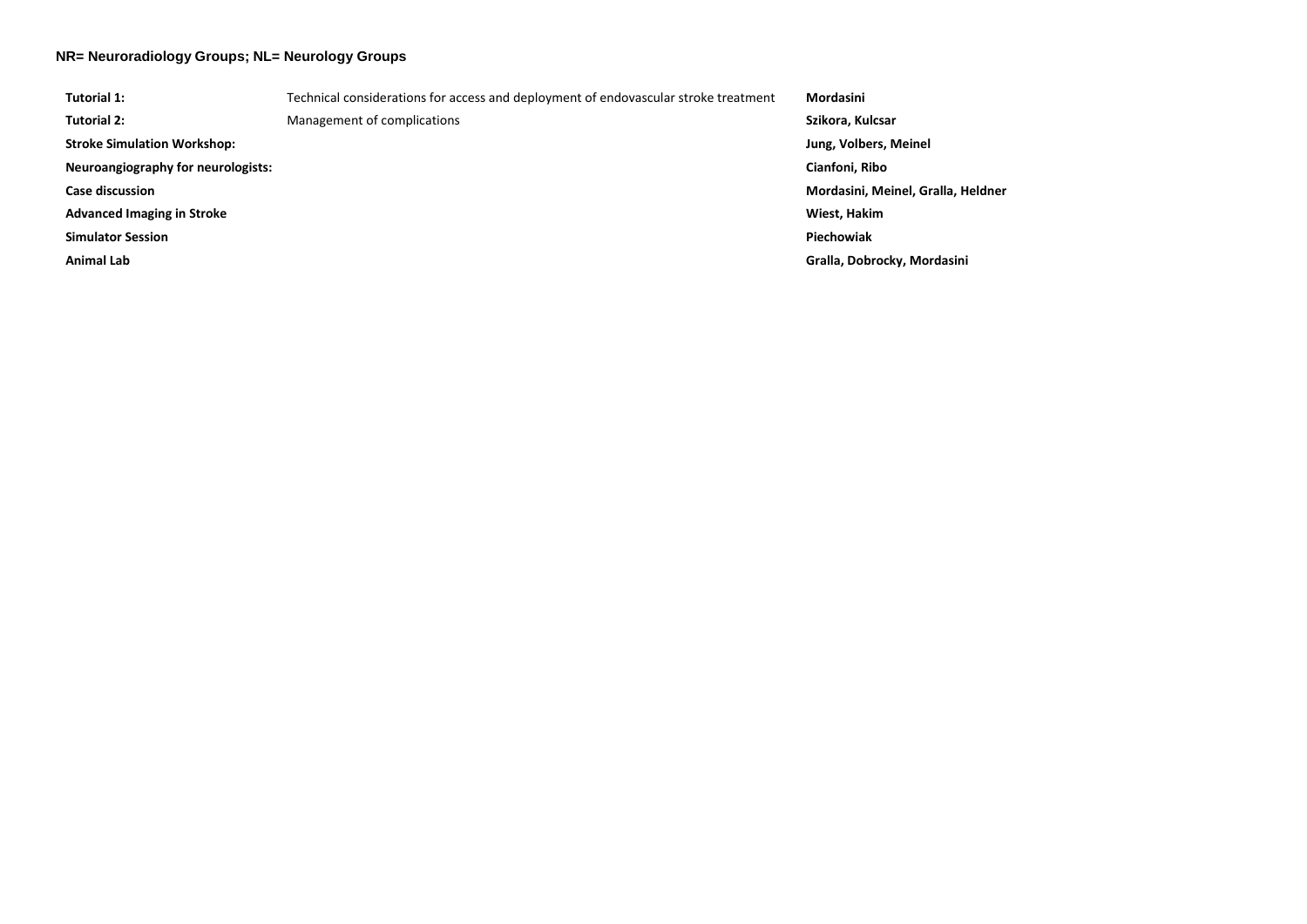**NR= Neuroradiology Groups; NL= Neurology Groups**

| | | |
|---|---|---|
| **Tutorial 1:** | Technical considerations for access and deployment of endovascular stroke treatment | **Mordasini** |
| **Tutorial 2:** | Management of complications | **Szikora, Kulcsar** |
| **Stroke Simulation Workshop:** | | **Jung, Volbers, Meinel** |
| **Neuroangiography for neurologists:** | | **Cianfoni, Ribo** |
| **Case discussion** | | **Mordasini, Meinel, Gralla, Heldner** |
| **Advanced Imaging in Stroke** | | **Wiest, Hakim** |
| **Simulator Session** | | **Piechowiak** |
| **Animal Lab** | | **Gralla, Dobrocky, Mordasini** |